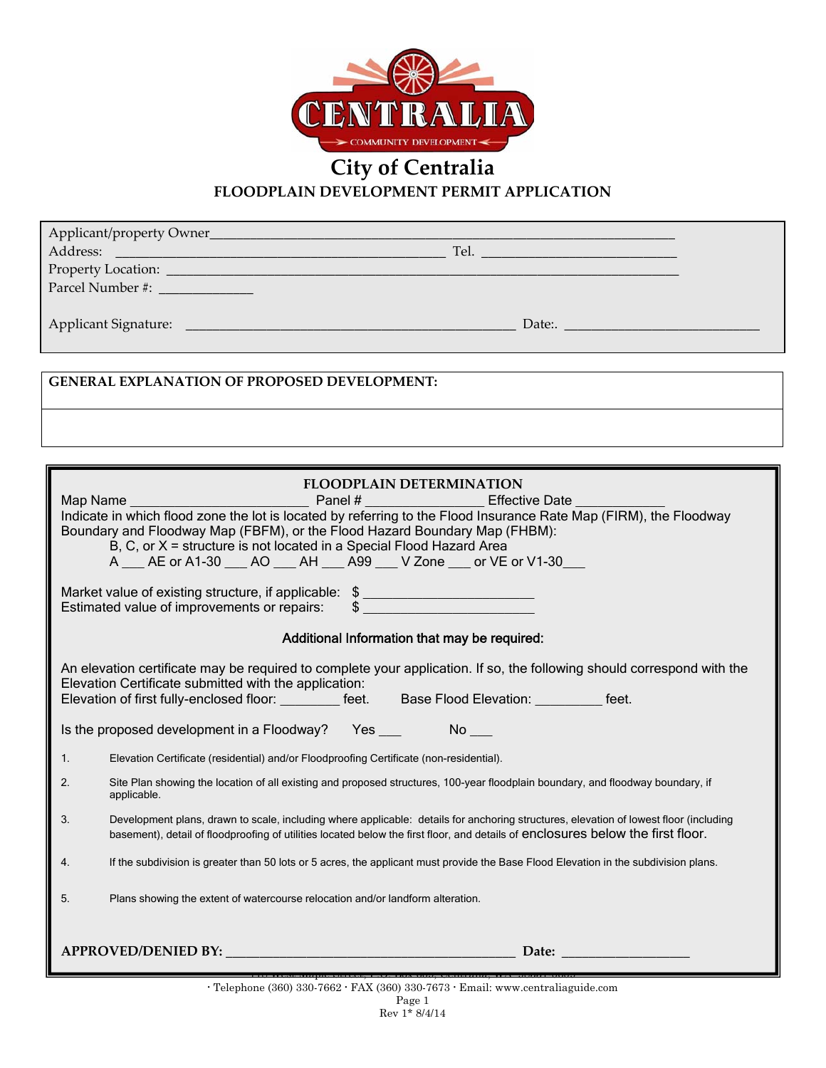# City of Centralia

## FLOODPLAIN DEVELOPMENT PERMIT APPLICATION

Applicant/property Owner___________________________________________________________________

Address: ______________________________________________ Tel. ___________________________

Property Location: _________________________________________________________________________

Parcel Number #: _____________

Applicant Signature: ______________________________________________ Date:. ___________________________

**GENERAL EXPLANATION OF PROPOSED DEVELOPMENT:**

**FLOODPLAIN DETERMINATION**

Map Name _________________________ Panel # ________________ Effective Date ____________

Indicate in which flood zone the lot is located by referring to the Flood Insurance Rate Map (FIRM), the Floodway Boundary and Floodway Map (FBFM), or the Flood Hazard Boundary Map (FHBM):

B, C, or X = structure is not located in a Special Flood Hazard Area

A ___ AE or A1-30 ___ AO ___ AH ___ A99 ___ V Zone ___ or VE or V1-30___

Market value of existing structure, if applicable: $ ________________________

Estimated value of improvements or repairs: $ ________________________

**Additional Information that may be required:**

An elevation certificate may be required to complete your application. If so, the following should correspond with the Elevation Certificate submitted with the application:

Elevation of first fully-enclosed floor: ________ feet. Base Flood Elevation: _________ feet.

Is the proposed development in a Floodway? Yes ___ No ___

1. Elevation Certificate (residential) and/or Floodproofing Certificate (non-residential).
2. Site Plan showing the location of all existing and proposed structures, 100-year floodplain boundary, and floodway boundary, if applicable.
3. Development plans, drawn to scale, including where applicable: details for anchoring structures, elevation of lowest floor (including basement), detail of floodproofing of utilities located below the first floor, and details of enclosures below the first floor.
4. If the subdivision is greater than 50 lots or 5 acres, the applicant must provide the Base Flood Elevation in the subdivision plans.
5. Plans showing the extent of watercourse relocation and/or landform alteration.

**APPROVED/DENIED BY:** ___________________________________________ **Date:** ___________________

· Telephone (360) 330-7662 · FAX (360) 330-7673 · Email: www.centraliaguide.com

Rev 1* 8/4/14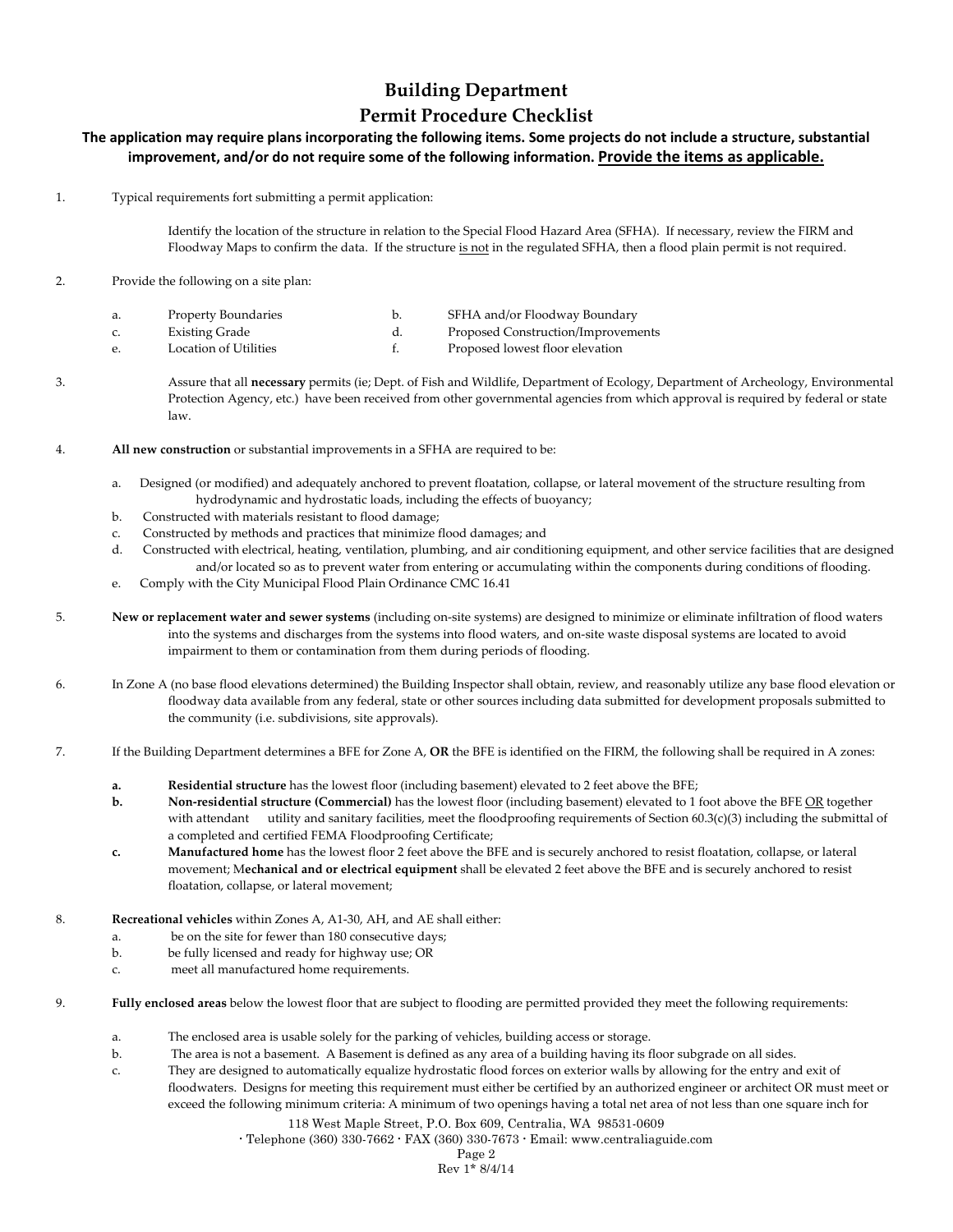# Building Department

# Permit Procedure Checklist

**The application may require plans incorporating the following items. Some projects do not include a structure, substantial improvement, and/or do not require some of the following information. Provide the items as applicable.**

1. Typical requirements fort submitting a permit application:

   Identify the location of the structure in relation to the Special Flood Hazard Area (SFHA). If necessary, review the FIRM and Floodway Maps to confirm the data. If the structure is not in the regulated SFHA, then a flood plain permit is not required.

2. Provide the following on a site plan:

   a. Property Boundaries
   b. SFHA and/or Floodway Boundary
   c. Existing Grade
   d. Proposed Construction/Improvements
   e. Location of Utilities
   f. Proposed lowest floor elevation

3. Assure that all **necessary** permits (ie; Dept. of Fish and Wildlife, Department of Ecology, Department of Archeology, Environmental Protection Agency, etc.) have been received from other governmental agencies from which approval is required by federal or state law.

4. **All new construction** or substantial improvements in a SFHA are required to be:

   a. Designed (or modified) and adequately anchored to prevent floatation, collapse, or lateral movement of the structure resulting from hydrodynamic and hydrostatic loads, including the effects of buoyancy;
   b. Constructed with materials resistant to flood damage;
   c. Constructed by methods and practices that minimize flood damages; and
   d. Constructed with electrical, heating, ventilation, plumbing, and air conditioning equipment, and other service facilities that are designed and/or located so as to prevent water from entering or accumulating within the components during conditions of flooding.
   e. Comply with the City Municipal Flood Plain Ordinance CMC 16.41

5. **New or replacement water and sewer systems** (including on-site systems) are designed to minimize or eliminate infiltration of flood waters into the systems and discharges from the systems into flood waters, and on-site waste disposal systems are located to avoid impairment to them or contamination from them during periods of flooding.

6. In Zone A (no base flood elevations determined) the Building Inspector shall obtain, review, and reasonably utilize any base flood elevation or floodway data available from any federal, state or other sources including data submitted for development proposals submitted to the community (i.e. subdivisions, site approvals).

7. If the Building Department determines a BFE for Zone A, **OR** the BFE is identified on the FIRM, the following shall be required in A zones:

   **a.** **Residential structure** has the lowest floor (including basement) elevated to 2 feet above the BFE;
   **b.** **Non-residential structure (Commercial)** has the lowest floor (including basement) elevated to 1 foot above the BFE OR together with attendant utility and sanitary facilities, meet the floodproofing requirements of Section 60.3(c)(3) including the submittal of a completed and certified FEMA Floodproofing Certificate;
   **c.** **Manufactured home** has the lowest floor 2 feet above the BFE and is securely anchored to resist floatation, collapse, or lateral movement; M**echanical and or electrical equipment** shall be elevated 2 feet above the BFE and is securely anchored to resist floatation, collapse, or lateral movement;

8. **Recreational vehicles** within Zones A, A1-30, AH, and AE shall either:
   a. be on the site for fewer than 180 consecutive days;
   b. be fully licensed and ready for highway use; OR
   c. meet all manufactured home requirements.

9. **Fully enclosed areas** below the lowest floor that are subject to flooding are permitted provided they meet the following requirements:

   a. The enclosed area is usable solely for the parking of vehicles, building access or storage.
   b. The area is not a basement. A Basement is defined as any area of a building having its floor subgrade on all sides.
   c. They are designed to automatically equalize hydrostatic flood forces on exterior walls by allowing for the entry and exit of floodwaters. Designs for meeting this requirement must either be certified by an authorized engineer or architect OR must meet or exceed the following minimum criteria: A minimum of two openings having a total net area of not less than one square inch for

118 West Maple Street, P.O. Box 609, Centralia, WA 98531-0609
· Telephone (360) 330-7662 · FAX (360) 330-7673 · Email: www.centraliaguide.com

Rev 1* 8/4/14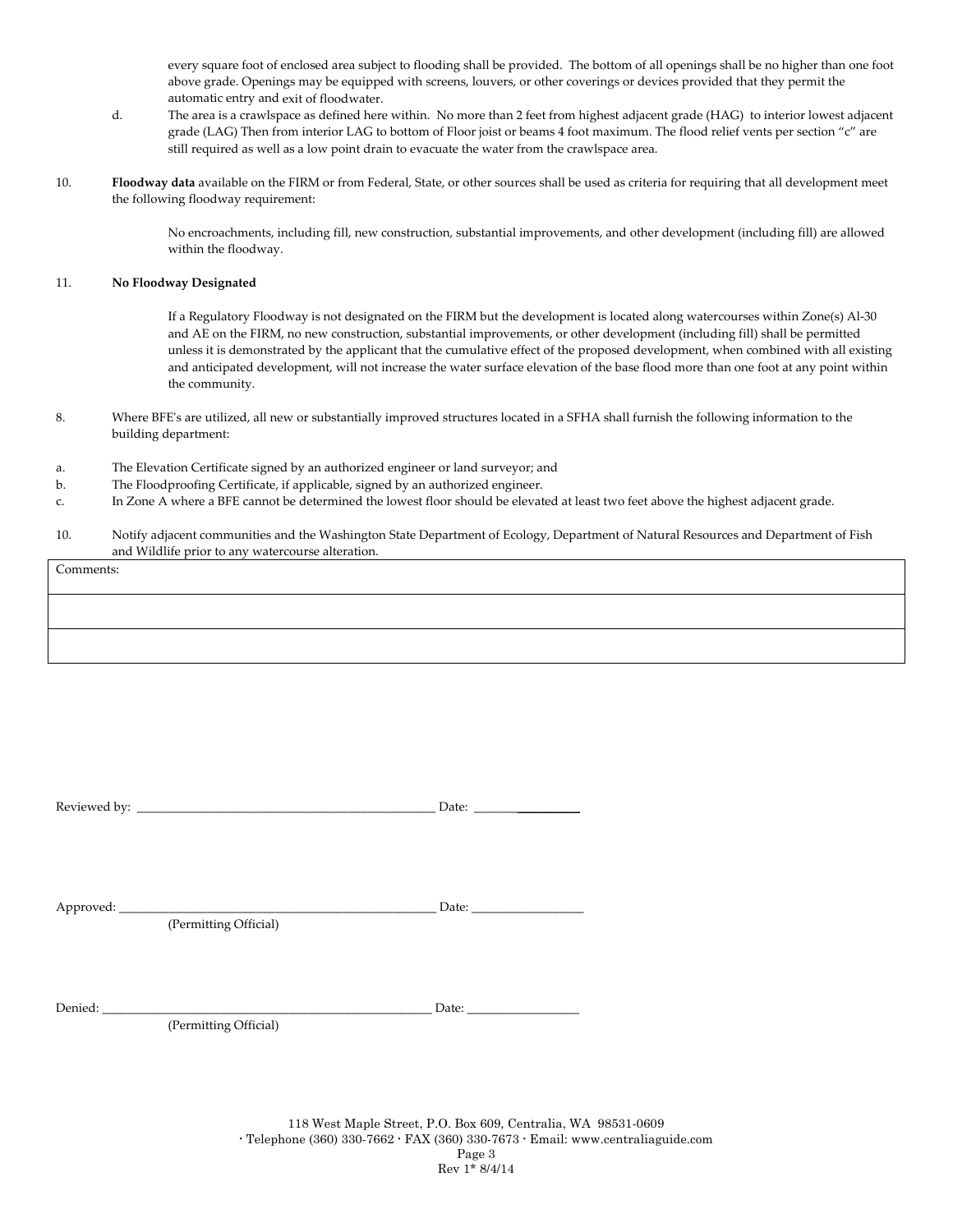every square foot of enclosed area subject to flooding shall be provided. The bottom of all openings shall be no higher than one foot above grade. Openings may be equipped with screens, louvers, or other coverings or devices provided that they permit the automatic entry and exit of floodwater.

d. The area is a crawlspace as defined here within. No more than 2 feet from highest adjacent grade (HAG) to interior lowest adjacent grade (LAG) Then from interior LAG to bottom of Floor joist or beams 4 foot maximum. The flood relief vents per section "c" are still required as well as a low point drain to evacuate the water from the crawlspace area.

10. **Floodway data** available on the FIRM or from Federal, State, or other sources shall be used as criteria for requiring that all development meet the following floodway requirement:

    No encroachments, including fill, new construction, substantial improvements, and other development (including fill) are allowed within the floodway.

11. **No Floodway Designated**

    If a Regulatory Floodway is not designated on the FIRM but the development is located along watercourses within Zone(s) Al-30 and AE on the FIRM, no new construction, substantial improvements, or other development (including fill) shall be permitted unless it is demonstrated by the applicant that the cumulative effect of the proposed development, when combined with all existing and anticipated development, will not increase the water surface elevation of the base flood more than one foot at any point within the community.

8. Where BFE's are utilized, all new or substantially improved structures located in a SFHA shall furnish the following information to the building department:

a. The Elevation Certificate signed by an authorized engineer or land surveyor; and
b. The Floodproofing Certificate, if applicable, signed by an authorized engineer.
c. In Zone A where a BFE cannot be determined the lowest floor should be elevated at least two feet above the highest adjacent grade.

10. Notify adjacent communities and the Washington State Department of Ecology, Department of Natural Resources and Department of Fish and Wildlife prior to any watercourse alteration.

| Comments: |
| --- |
| |
| |

Reviewed by: ___________________________________________ Date: __________________

Approved: ______________________________________________ Date: _________________
(Permitting Official)

Denied: ________________________________________________ Date: _________________
(Permitting Official)

118 West Maple Street, P.O. Box 609, Centralia, WA 98531-0609
· Telephone (360) 330-7662 · FAX (360) 330-7673 · Email: www.centraliaguide.com

Rev 1* 8/4/14